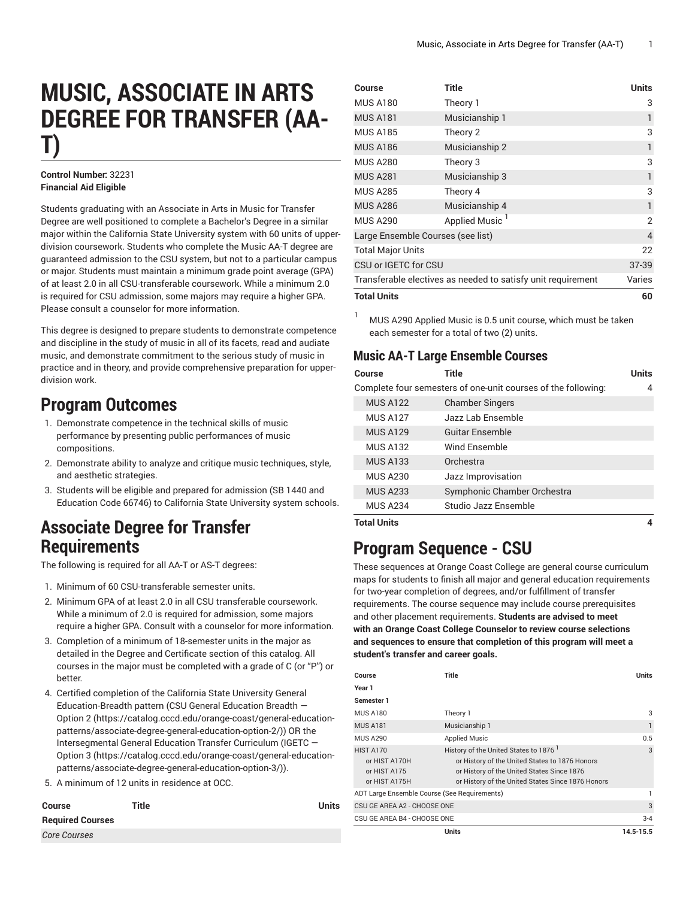# MUSIC, ASSOCIATE IN ARTS DEGREE FOR TRANSFER (AA-T)

**Control Number:** 32231
**Financial Aid Eligible**

Students graduating with an Associate in Arts in Music for Transfer Degree are well positioned to complete a Bachelor's Degree in a similar major within the California State University system with 60 units of upper-division coursework. Students who complete the Music AA-T degree are guaranteed admission to the CSU system, but not to a particular campus or major. Students must maintain a minimum grade point average (GPA) of at least 2.0 in all CSU-transferable coursework. While a minimum 2.0 is required for CSU admission, some majors may require a higher GPA. Please consult a counselor for more information.

This degree is designed to prepare students to demonstrate competence and discipline in the study of music in all of its facets, read and audiate music, and demonstrate commitment to the serious study of music in practice and in theory, and provide comprehensive preparation for upper-division work.

## Program Outcomes

1. Demonstrate competence in the technical skills of music performance by presenting public performances of music compositions.
2. Demonstrate ability to analyze and critique music techniques, style, and aesthetic strategies.
3. Students will be eligible and prepared for admission (SB 1440 and Education Code 66746) to California State University system schools.

## Associate Degree for Transfer Requirements

The following is required for all AA-T or AS-T degrees:

1. Minimum of 60 CSU-transferable semester units.
2. Minimum GPA of at least 2.0 in all CSU transferable coursework. While a minimum of 2.0 is required for admission, some majors require a higher GPA. Consult with a counselor for more information.
3. Completion of a minimum of 18-semester units in the major as detailed in the Degree and Certificate section of this catalog. All courses in the major must be completed with a grade of C (or "P") or better.
4. Certified completion of the California State University General Education-Breadth pattern (CSU General Education Breadth — Option 2 (https://catalog.cccd.edu/orange-coast/general-education-patterns/associate-degree-general-education-option-2/)) OR the Intersegmental General Education Transfer Curriculum (IGETC — Option 3 (https://catalog.cccd.edu/orange-coast/general-education-patterns/associate-degree-general-education-option-3/)).
5. A minimum of 12 units in residence at OCC.

| Course | Title | Units |
|---|---|---|
| **Required Courses** | | |
| *Core Courses* | | |
| MUS A180 | Theory 1 | 3 |
| MUS A181 | Musicianship 1 | 1 |
| MUS A185 | Theory 2 | 3 |
| MUS A186 | Musicianship 2 | 1 |
| MUS A280 | Theory 3 | 3 |
| MUS A281 | Musicianship 3 | 1 |
| MUS A285 | Theory 4 | 3 |
| MUS A286 | Musicianship 4 | 1 |
| MUS A290 | Applied Music [1] | 2 |
| Large Ensemble Courses (see list) | | 4 |
| Total Major Units | | 22 |
| CSU or IGETC for CSU | | 37-39 |
| Transferable electives as needed to satisfy unit requirement | | Varies |
| **Total Units** | | **60** |

[1] MUS A290 Applied Music is 0.5 unit course, which must be taken each semester for a total of two (2) units.

### Music AA-T Large Ensemble Courses

| Course | Title | Units |
|---|---|---|
| Complete four semesters of one-unit courses of the following: | | 4 |
| MUS A122 | Chamber Singers | |
| MUS A127 | Jazz Lab Ensemble | |
| MUS A129 | Guitar Ensemble | |
| MUS A132 | Wind Ensemble | |
| MUS A133 | Orchestra | |
| MUS A230 | Jazz Improvisation | |
| MUS A233 | Symphonic Chamber Orchestra | |
| MUS A234 | Studio Jazz Ensemble | |
| **Total Units** | | **4** |

## Program Sequence - CSU

These sequences at Orange Coast College are general course curriculum maps for students to finish all major and general education requirements for two-year completion of degrees, and/or fulfillment of transfer requirements. The course sequence may include course prerequisites and other placement requirements. **Students are advised to meet with an Orange Coast College Counselor to review course selections and sequences to ensure that completion of this program will meet a student's transfer and career goals.**

| Course | Title | Units |
|---|---|---|
| **Year 1** | | |
| **Semester 1** | | |
| MUS A180 | Theory 1 | 3 |
| MUS A181 | Musicianship 1 | 1 |
| MUS A290 | Applied Music | 0.5 |
| HIST A170<br>or HIST A170H<br>or HIST A175<br>or HIST A175H | History of the United States to 1876 [1]<br>or History of the United States to 1876 Honors<br>or History of the United States Since 1876<br>or History of the United States Since 1876 Honors | 3 |
| ADT Large Ensemble Course (See Requirements) | | 1 |
| CSU GE AREA A2 - CHOOSE ONE | | 3 |
| CSU GE AREA B4 - CHOOSE ONE | | 3-4 |
| | **Units** | **14.5-15.5** |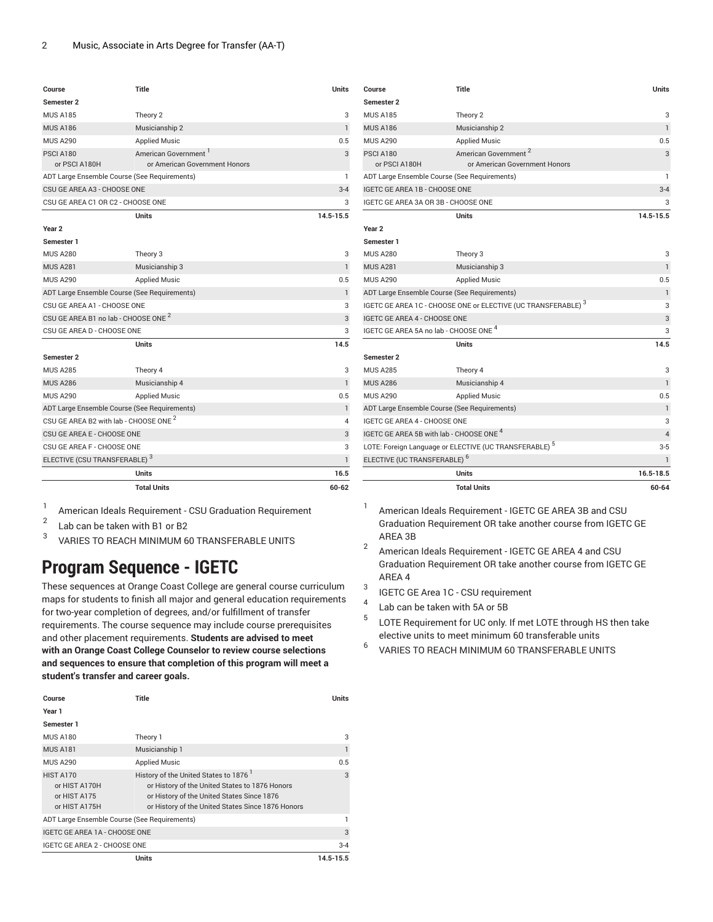| Course | Title | Units |
|---|---|---|
| **Semester 2** | | |
| MUS A185 | Theory 2 | 3 |
| MUS A186 | Musicianship 2 | 1 |
| MUS A290 | Applied Music | 0.5 |
| PSCI A180 or PSCI A180H | American Government [1] or American Government Honors | 3 |
| ADT Large Ensemble Course (See Requirements) | | 1 |
| CSU GE AREA A3 - CHOOSE ONE | | 3-4 |
| CSU GE AREA C1 OR C2 - CHOOSE ONE | | 3 |
| | Units | 14.5-15.5 |
| **Year 2** | | |
| **Semester 1** | | |
| MUS A280 | Theory 3 | 3 |
| MUS A281 | Musicianship 3 | 1 |
| MUS A290 | Applied Music | 0.5 |
| ADT Large Ensemble Course (See Requirements) | | 1 |
| CSU GE AREA A1 - CHOOSE ONE | | 3 |
| CSU GE AREA B1 no lab - CHOOSE ONE [2] | | 3 |
| CSU GE AREA D - CHOOSE ONE | | 3 |
| | Units | 14.5 |
| **Semester 2** | | |
| MUS A285 | Theory 4 | 3 |
| MUS A286 | Musicianship 4 | 1 |
| MUS A290 | Applied Music | 0.5 |
| ADT Large Ensemble Course (See Requirements) | | 1 |
| CSU GE AREA B2 with lab - CHOOSE ONE [2] | | 4 |
| CSU GE AREA E - CHOOSE ONE | | 3 |
| CSU GE AREA F - CHOOSE ONE | | 3 |
| ELECTIVE (CSU TRANSFERABLE) [3] | | 1 |
| | Units | 16.5 |
| | Total Units | 60-62 |

1. American Ideals Requirement - CSU Graduation Requirement
2. Lab can be taken with B1 or B2
3. VARIES TO REACH MINIMUM 60 TRANSFERABLE UNITS

# Program Sequence - IGETC

These sequences at Orange Coast College are general course curriculum maps for students to finish all major and general education requirements for two-year completion of degrees, and/or fulfillment of transfer requirements. The course sequence may include course prerequisites and other placement requirements. **Students are advised to meet with an Orange Coast College Counselor to review course selections and sequences to ensure that completion of this program will meet a student's transfer and career goals.**

| Course | Title | Units |
|---|---|---|
| **Year 1** | | |
| **Semester 1** | | |
| MUS A180 | Theory 1 | 3 |
| MUS A181 | Musicianship 1 | 1 |
| MUS A290 | Applied Music | 0.5 |
| HIST A170 or HIST A170H or HIST A175 or HIST A175H | History of the United States to 1876 [1] or History of the United States to 1876 Honors or History of the United States Since 1876 or History of the United States Since 1876 Honors | 3 |
| ADT Large Ensemble Course (See Requirements) | | 1 |
| IGETC GE AREA 1A - CHOOSE ONE | | 3 |
| IGETC GE AREA 2 - CHOOSE ONE | | 3-4 |
| | Units | 14.5-15.5 |
| **Semester 2** | | |
| MUS A185 | Theory 2 | 3 |
| MUS A186 | Musicianship 2 | 1 |
| MUS A290 | Applied Music | 0.5 |
| PSCI A180 or PSCI A180H | American Government [2] or American Government Honors | 3 |
| ADT Large Ensemble Course (See Requirements) | | 1 |
| IGETC GE AREA 1B - CHOOSE ONE | | 3-4 |
| IGETC GE AREA 3A OR 3B - CHOOSE ONE | | 3 |
| | Units | 14.5-15.5 |
| **Year 2** | | |
| **Semester 1** | | |
| MUS A280 | Theory 3 | 3 |
| MUS A281 | Musicianship 3 | 1 |
| MUS A290 | Applied Music | 0.5 |
| ADT Large Ensemble Course (See Requirements) | | 1 |
| IGETC GE AREA 1C - CHOOSE ONE or ELECTIVE (UC TRANSFERABLE) [3] | | 3 |
| IGETC GE AREA 4 - CHOOSE ONE | | 3 |
| IGETC GE AREA 5A no lab - CHOOSE ONE [4] | | 3 |
| | Units | 14.5 |
| **Semester 2** | | |
| MUS A285 | Theory 4 | 3 |
| MUS A286 | Musicianship 4 | 1 |
| MUS A290 | Applied Music | 0.5 |
| ADT Large Ensemble Course (See Requirements) | | 1 |
| IGETC GE AREA 4 - CHOOSE ONE | | 3 |
| IGETC GE AREA 5B with lab - CHOOSE ONE [4] | | 4 |
| LOTE: Foreign Language or ELECTIVE (UC TRANSFERABLE) [5] | | 3-5 |
| ELECTIVE (UC TRANSFERABLE) [6] | | 1 |
| | Units | 16.5-18.5 |
| | Total Units | 60-64 |

1. American Ideals Requirement - IGETC GE AREA 3B and CSU Graduation Requirement OR take another course from IGETC GE AREA 3B
2. American Ideals Requirement - IGETC GE AREA 4 and CSU Graduation Requirement OR take another course from IGETC GE AREA 4
3. IGETC GE Area 1C - CSU requirement
4. Lab can be taken with 5A or 5B
5. LOTE Requirement for UC only. If met LOTE through HS then take elective units to meet minimum 60 transferable units
6. VARIES TO REACH MINIMUM 60 TRANSFERABLE UNITS